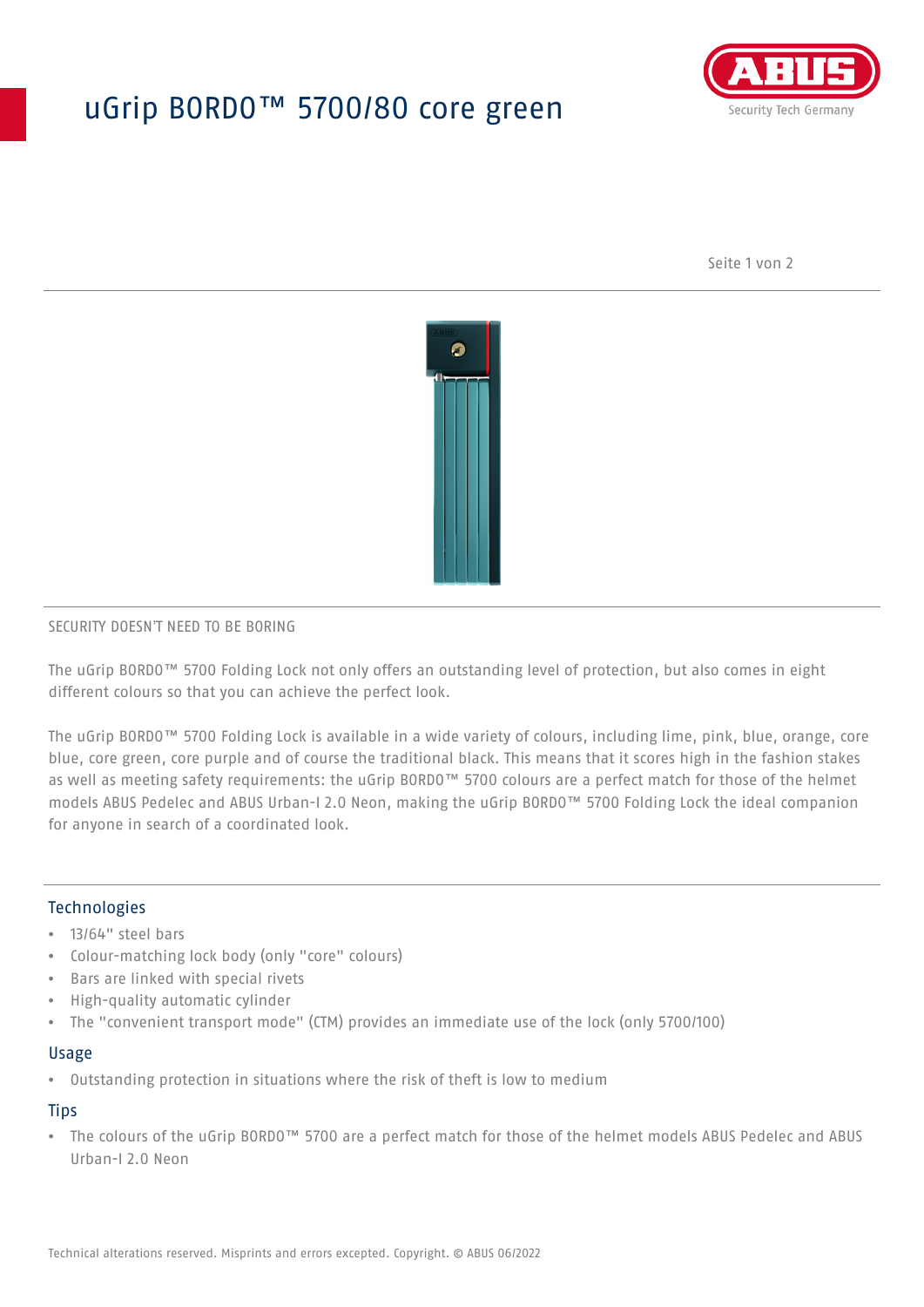# uGrip BORDO™ 5700/80 core green

SECURITY DOESN'T NEED TO BE BORING

The uGrip BORDO™ 5700 Folding Lock not only offers an outstanding level of protection, but also comes in eight different colours so that you can achieve the perfect look.

The uGrip BORDO™ 5700 Folding Lock is available in a wide variety of colours, including lime, pink, blue, orange, core blue, core green, core purple and of course the traditional black. This means that it scores high in the fashion stakes as well as meeting safety requirements: the uGrip BORDO™ 5700 colours are a perfect match for those of the helmet models ABUS Pedelec and ABUS Urban-I 2.0 Neon, making the uGrip BORDO™ 5700 Folding Lock the ideal companion for anyone in search of a coordinated look.

## Technologies

- 13/64" steel bars
- Colour-matching lock body (only "core" colours)
- Bars are linked with special rivets
- High-quality automatic cylinder
- The "convenient transport mode" (CTM) provides an immediate use of the lock (only 5700/100)

## Usage

- Outstanding protection in situations where the risk of theft is low to medium

## Tips

- The colours of the uGrip BORDO™ 5700 are a perfect match for those of the helmet models ABUS Pedelec and ABUS Urban-I 2.0 Neon

Technical alterations reserved. Misprints and errors excepted. Copyright. © ABUS 06/2022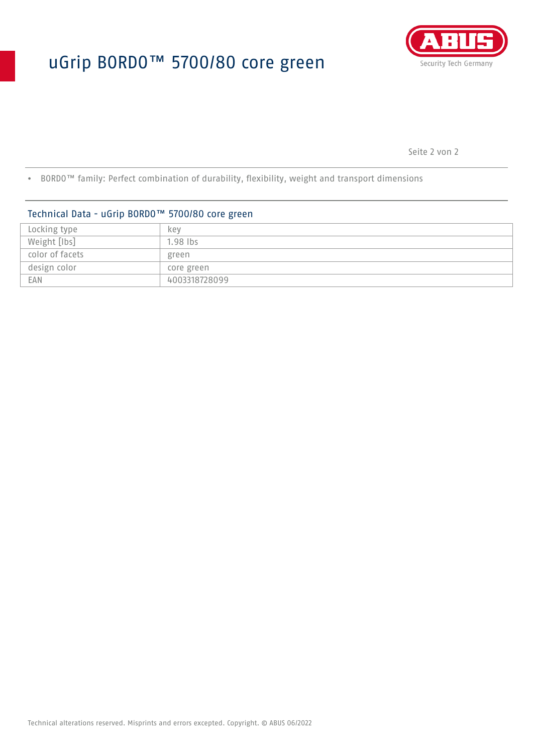- BORDO™ family: Perfect combination of durability, flexibility, weight and transport dimensions

## Technical Data - uGrip BORDO™ 5700/80 core green

| | |
|---|---|
| Locking type | key |
| Weight [lbs] | 1.98 lbs |
| color of facets | green |
| design color | core green |
| EAN | 4003318728099 |

Technical alterations reserved. Misprints and errors excepted. Copyright. © ABUS 06/2022